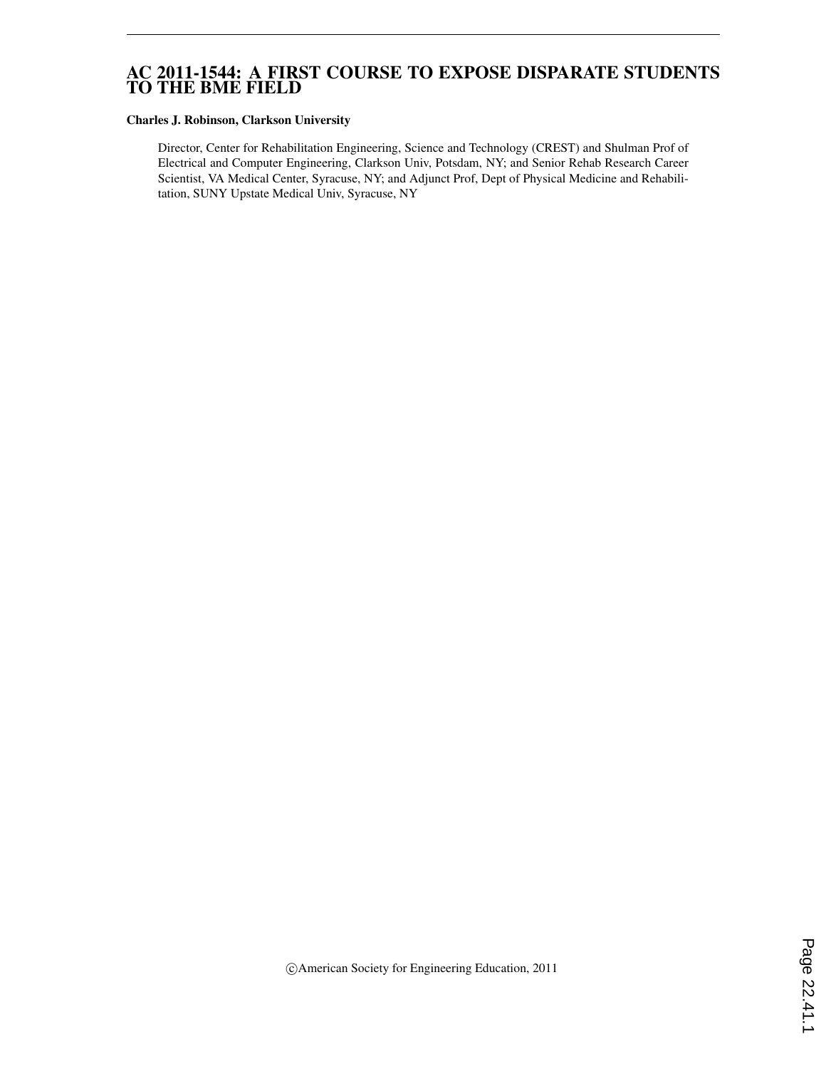# AC 2011-1544: A FIRST COURSE TO EXPOSE DISPARATE STUDENTS TO THE BME FIELD

**Charles J. Robinson, Clarkson University**

Director, Center for Rehabilitation Engineering, Science and Technology (CREST) and Shulman Prof of Electrical and Computer Engineering, Clarkson Univ, Potsdam, NY; and Senior Rehab Research Career Scientist, VA Medical Center, Syracuse, NY; and Adjunct Prof, Dept of Physical Medicine and Rehabilitation, SUNY Upstate Medical Univ, Syracuse, NY

©American Society for Engineering Education, 2011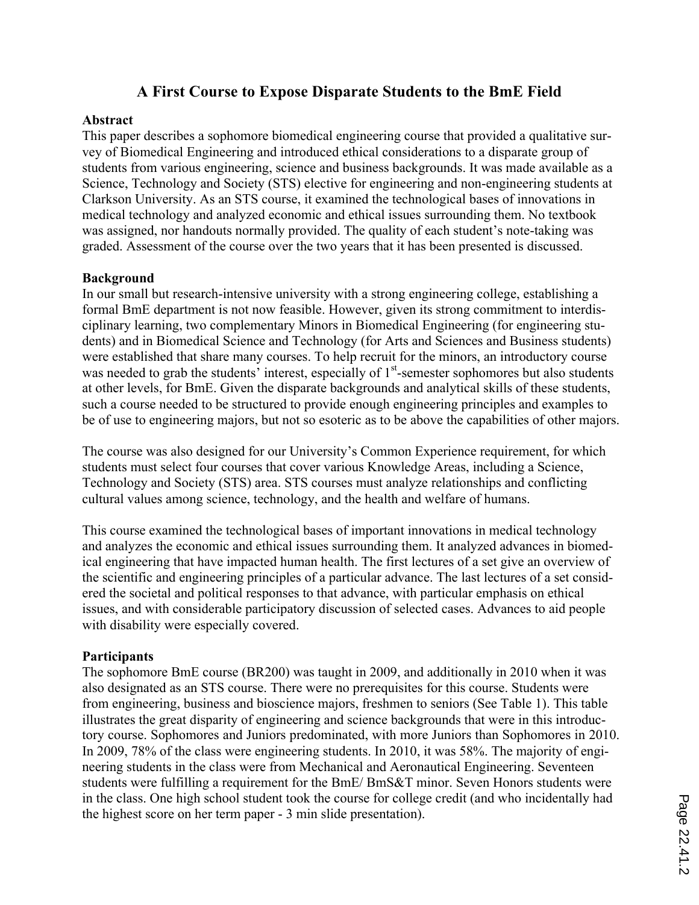# A First Course to Expose Disparate Students to the BmE Field

## Abstract

This paper describes a sophomore biomedical engineering course that provided a qualitative survey of Biomedical Engineering and introduced ethical considerations to a disparate group of students from various engineering, science and business backgrounds. It was made available as a Science, Technology and Society (STS) elective for engineering and non-engineering students at Clarkson University. As an STS course, it examined the technological bases of innovations in medical technology and analyzed economic and ethical issues surrounding them. No textbook was assigned, nor handouts normally provided. The quality of each student's note-taking was graded. Assessment of the course over the two years that it has been presented is discussed.

## Background

In our small but research-intensive university with a strong engineering college, establishing a formal BmE department is not now feasible. However, given its strong commitment to interdisciplinary learning, two complementary Minors in Biomedical Engineering (for engineering students) and in Biomedical Science and Technology (for Arts and Sciences and Business students) were established that share many courses. To help recruit for the minors, an introductory course was needed to grab the students' interest, especially of 1st-semester sophomores but also students at other levels, for BmE. Given the disparate backgrounds and analytical skills of these students, such a course needed to be structured to provide enough engineering principles and examples to be of use to engineering majors, but not so esoteric as to be above the capabilities of other majors.

The course was also designed for our University's Common Experience requirement, for which students must select four courses that cover various Knowledge Areas, including a Science, Technology and Society (STS) area. STS courses must analyze relationships and conflicting cultural values among science, technology, and the health and welfare of humans.

This course examined the technological bases of important innovations in medical technology and analyzes the economic and ethical issues surrounding them. It analyzed advances in biomedical engineering that have impacted human health. The first lectures of a set give an overview of the scientific and engineering principles of a particular advance. The last lectures of a set considered the societal and political responses to that advance, with particular emphasis on ethical issues, and with considerable participatory discussion of selected cases. Advances to aid people with disability were especially covered.

## Participants

The sophomore BmE course (BR200) was taught in 2009, and additionally in 2010 when it was also designated as an STS course. There were no prerequisites for this course. Students were from engineering, business and bioscience majors, freshmen to seniors (See Table 1). This table illustrates the great disparity of engineering and science backgrounds that were in this introductory course. Sophomores and Juniors predominated, with more Juniors than Sophomores in 2010. In 2009, 78% of the class were engineering students. In 2010, it was 58%. The majority of engineering students in the class were from Mechanical and Aeronautical Engineering. Seventeen students were fulfilling a requirement for the BmE/ BmS&T minor. Seven Honors students were in the class. One high school student took the course for college credit (and who incidentally had the highest score on her term paper - 3 min slide presentation).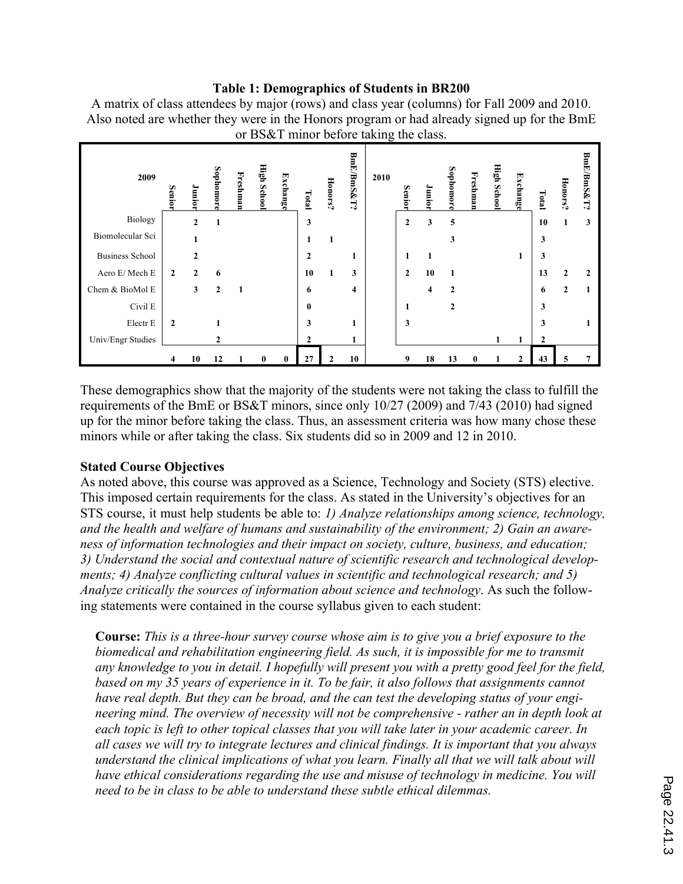**Table 1: Demographics of Students in BR200**

A matrix of class attendees by major (rows) and class year (columns) for Fall 2009 and 2010. Also noted are whether they were in the Honors program or had already signed up for the BmE or BS&T minor before taking the class.

| 2009 | Senior | Junior | Sophomore | Freshman | High School | Exchange | Total | Honors? | BmE/BmS&T? | 2010 | Senior | Junior | Sophomore | Freshman | High School | Exchange | Total | Honors? | BmE/BmS&T? |
|---|---|---|---|---|---|---|---|---|---|---|---|---|---|---|---|---|---|---|---|
| Biology | | 2 | 1 | | | | 3 | | | | 2 | 3 | 5 | | | | 10 | 1 | 3 |
| Biomolecular Sci | | 1 | | | | | 1 | 1 | | | | | 3 | | | | 3 | | |
| Business School | | 2 | | | | | 2 | | 1 | | 1 | 1 | | | | 1 | 3 | | |
| Aero E/ Mech E | 2 | 2 | 6 | | | | 10 | 1 | 3 | | 2 | 10 | 1 | | | | 13 | 2 | 2 |
| Chem & BioMol E | | 3 | 2 | 1 | | | 6 | | 4 | | | 4 | 2 | | | | 6 | 2 | 1 |
| Civil E | | | | | | | 0 | | | | 1 | | 2 | | | | 3 | | |
| Electr E | 2 | | 1 | | | | 3 | | 1 | | 3 | | | | | | 3 | | 1 |
| Univ/Engr Studies | | | 2 | | | | 2 | | 1 | | | | | | 1 | 1 | 2 | | |
| | 4 | 10 | 12 | 1 | 0 | 0 | 27 | 2 | 10 | | 9 | 18 | 13 | 0 | 1 | 2 | 43 | 5 | 7 |

These demographics show that the majority of the students were not taking the class to fulfill the requirements of the BmE or BS&T minors, since only 10/27 (2009) and 7/43 (2010) had signed up for the minor before taking the class. Thus, an assessment criteria was how many chose these minors while or after taking the class. Six students did so in 2009 and 12 in 2010.

**Stated Course Objectives**

As noted above, this course was approved as a Science, Technology and Society (STS) elective. This imposed certain requirements for the class. As stated in the University's objectives for an STS course, it must help students be able to: *1) Analyze relationships among science, technology, and the health and welfare of humans and sustainability of the environment; 2) Gain an awareness of information technologies and their impact on society, culture, business, and education; 3) Understand the social and contextual nature of scientific research and technological developments; 4) Analyze conflicting cultural values in scientific and technological research; and 5) Analyze critically the sources of information about science and technology*. As such the following statements were contained in the course syllabus given to each student:

> **Course:** *This is a three-hour survey course whose aim is to give you a brief exposure to the biomedical and rehabilitation engineering field. As such, it is impossible for me to transmit any knowledge to you in detail. I hopefully will present you with a pretty good feel for the field, based on my 35 years of experience in it. To be fair, it also follows that assignments cannot have real depth. But they can be broad, and the can test the developing status of your engineering mind. The overview of necessity will not be comprehensive - rather an in depth look at each topic is left to other topical classes that you will take later in your academic career. In all cases we will try to integrate lectures and clinical findings. It is important that you always understand the clinical implications of what you learn. Finally all that we will talk about will have ethical considerations regarding the use and misuse of technology in medicine. You will need to be in class to be able to understand these subtle ethical dilemmas.*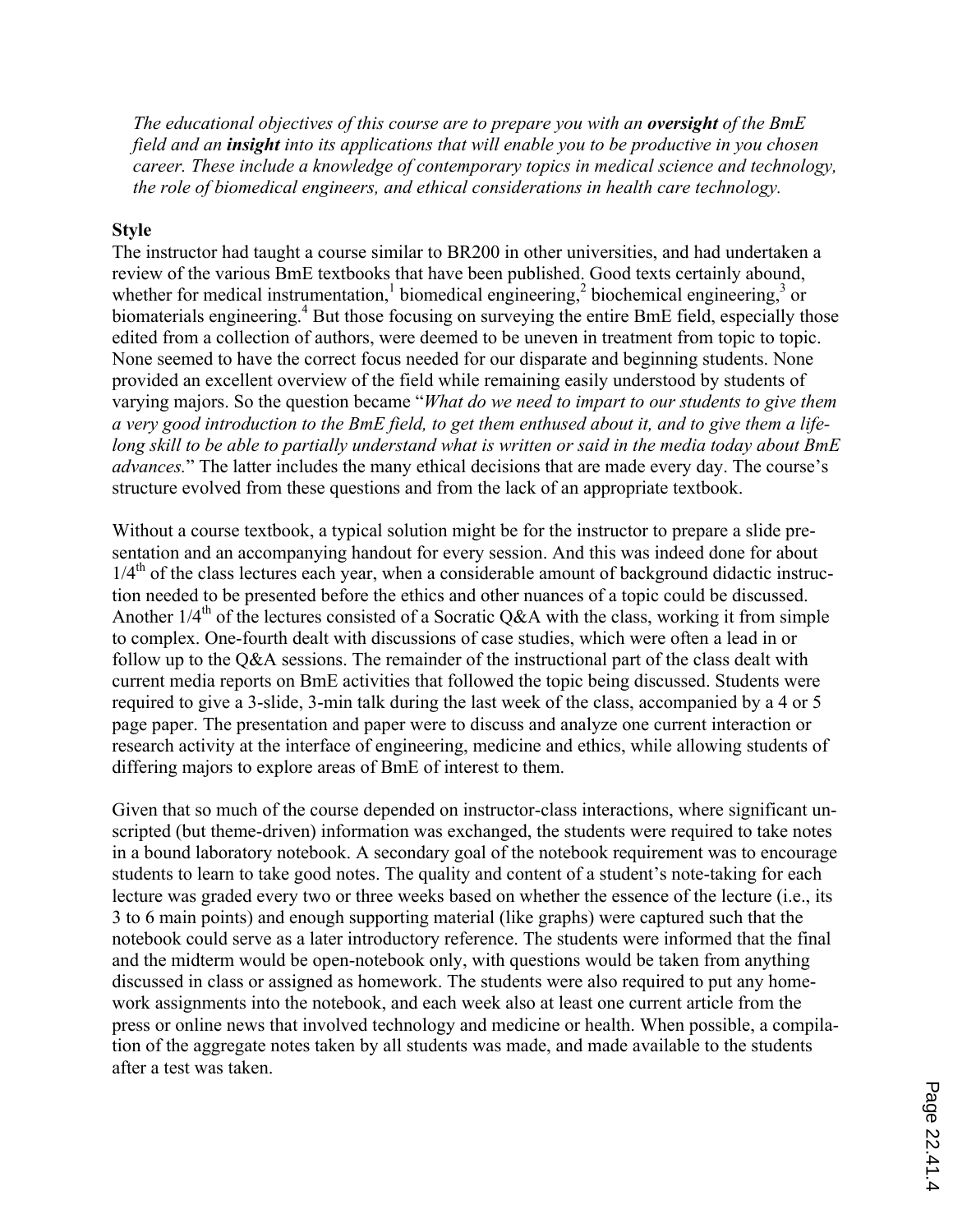*The educational objectives of this course are to prepare you with an* ***oversight*** *of the BmE field and an* ***insight*** *into its applications that will enable you to be productive in you chosen career. These include a knowledge of contemporary topics in medical science and technology, the role of biomedical engineers, and ethical considerations in health care technology.*

### Style

The instructor had taught a course similar to BR200 in other universities, and had undertaken a review of the various BmE textbooks that have been published. Good texts certainly abound, whether for medical instrumentation,[1] biomedical engineering,[2] biochemical engineering,[3] or biomaterials engineering.[4] But those focusing on surveying the entire BmE field, especially those edited from a collection of authors, were deemed to be uneven in treatment from topic to topic. None seemed to have the correct focus needed for our disparate and beginning students. None provided an excellent overview of the field while remaining easily understood by students of varying majors. So the question became "*What do we need to impart to our students to give them a very good introduction to the BmE field, to get them enthused about it, and to give them a life-long skill to be able to partially understand what is written or said in the media today about BmE advances.*" The latter includes the many ethical decisions that are made every day. The course's structure evolved from these questions and from the lack of an appropriate textbook.

Without a course textbook, a typical solution might be for the instructor to prepare a slide presentation and an accompanying handout for every session. And this was indeed done for about 1/4th of the class lectures each year, when a considerable amount of background didactic instruction needed to be presented before the ethics and other nuances of a topic could be discussed. Another 1/4th of the lectures consisted of a Socratic Q&A with the class, working it from simple to complex. One-fourth dealt with discussions of case studies, which were often a lead in or follow up to the Q&A sessions. The remainder of the instructional part of the class dealt with current media reports on BmE activities that followed the topic being discussed. Students were required to give a 3-slide, 3-min talk during the last week of the class, accompanied by a 4 or 5 page paper. The presentation and paper were to discuss and analyze one current interaction or research activity at the interface of engineering, medicine and ethics, while allowing students of differing majors to explore areas of BmE of interest to them.

Given that so much of the course depended on instructor-class interactions, where significant unscripted (but theme-driven) information was exchanged, the students were required to take notes in a bound laboratory notebook. A secondary goal of the notebook requirement was to encourage students to learn to take good notes. The quality and content of a student's note-taking for each lecture was graded every two or three weeks based on whether the essence of the lecture (i.e., its 3 to 6 main points) and enough supporting material (like graphs) were captured such that the notebook could serve as a later introductory reference. The students were informed that the final and the midterm would be open-notebook only, with questions would be taken from anything discussed in class or assigned as homework. The students were also required to put any homework assignments into the notebook, and each week also at least one current article from the press or online news that involved technology and medicine or health. When possible, a compilation of the aggregate notes taken by all students was made, and made available to the students after a test was taken.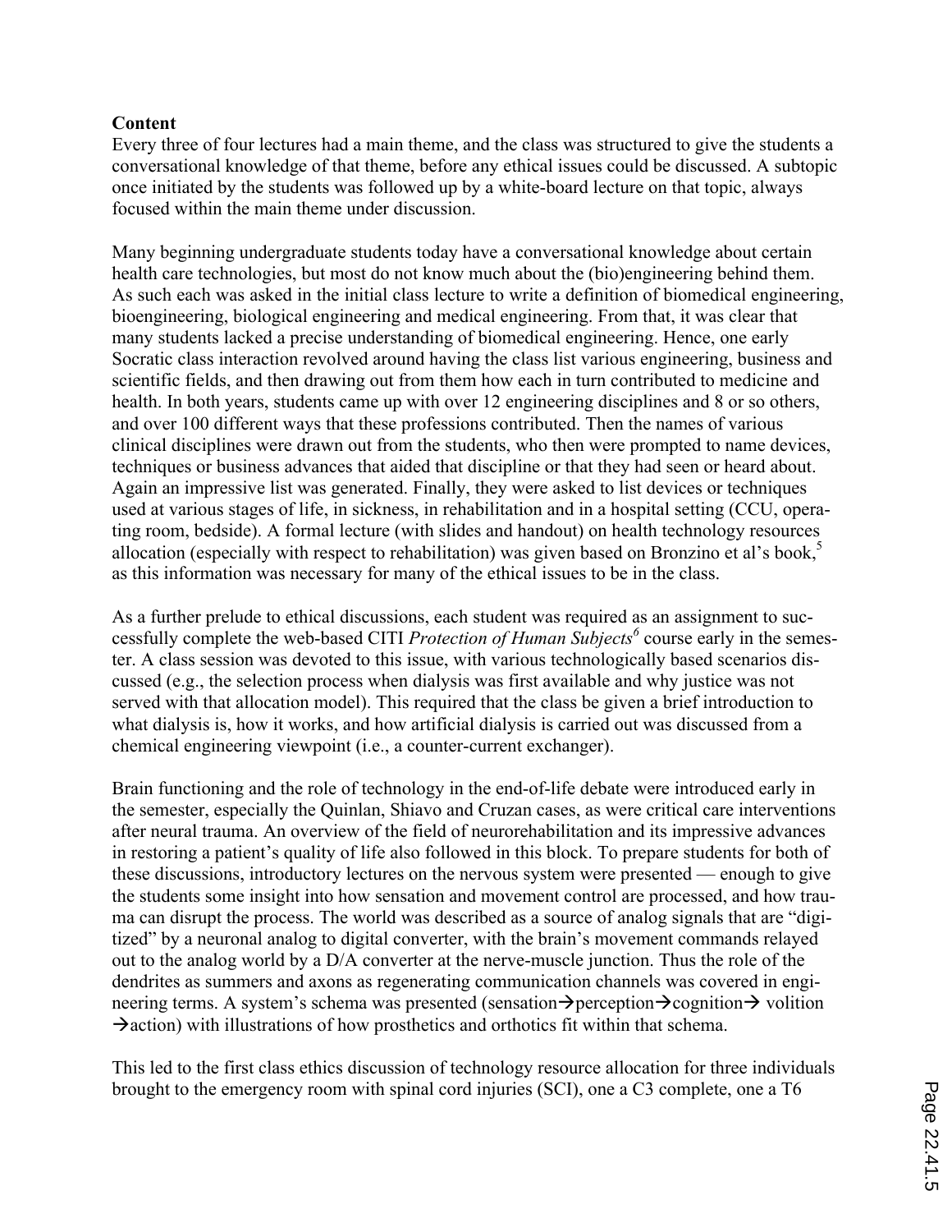**Content**

Every three of four lectures had a main theme, and the class was structured to give the students a conversational knowledge of that theme, before any ethical issues could be discussed. A subtopic once initiated by the students was followed up by a white-board lecture on that topic, always focused within the main theme under discussion.

Many beginning undergraduate students today have a conversational knowledge about certain health care technologies, but most do not know much about the (bio)engineering behind them. As such each was asked in the initial class lecture to write a definition of biomedical engineering, bioengineering, biological engineering and medical engineering. From that, it was clear that many students lacked a precise understanding of biomedical engineering. Hence, one early Socratic class interaction revolved around having the class list various engineering, business and scientific fields, and then drawing out from them how each in turn contributed to medicine and health. In both years, students came up with over 12 engineering disciplines and 8 or so others, and over 100 different ways that these professions contributed. Then the names of various clinical disciplines were drawn out from the students, who then were prompted to name devices, techniques or business advances that aided that discipline or that they had seen or heard about. Again an impressive list was generated. Finally, they were asked to list devices or techniques used at various stages of life, in sickness, in rehabilitation and in a hospital setting (CCU, operating room, bedside). A formal lecture (with slides and handout) on health technology resources allocation (especially with respect to rehabilitation) was given based on Bronzino et al's book,[5] as this information was necessary for many of the ethical issues to be in the class.

As a further prelude to ethical discussions, each student was required as an assignment to successfully complete the web-based CITI *Protection of Human Subjects*[6] course early in the semester. A class session was devoted to this issue, with various technologically based scenarios discussed (e.g., the selection process when dialysis was first available and why justice was not served with that allocation model). This required that the class be given a brief introduction to what dialysis is, how it works, and how artificial dialysis is carried out was discussed from a chemical engineering viewpoint (i.e., a counter-current exchanger).

Brain functioning and the role of technology in the end-of-life debate were introduced early in the semester, especially the Quinlan, Shiavo and Cruzan cases, as were critical care interventions after neural trauma. An overview of the field of neurorehabilitation and its impressive advances in restoring a patient's quality of life also followed in this block. To prepare students for both of these discussions, introductory lectures on the nervous system were presented — enough to give the students some insight into how sensation and movement control are processed, and how trauma can disrupt the process. The world was described as a source of analog signals that are "digitized" by a neuronal analog to digital converter, with the brain's movement commands relayed out to the analog world by a D/A converter at the nerve-muscle junction. Thus the role of the dendrites as summers and axons as regenerating communication channels was covered in engineering terms. A system's schema was presented (sensation→perception→cognition→ volition →action) with illustrations of how prosthetics and orthotics fit within that schema.

This led to the first class ethics discussion of technology resource allocation for three individuals brought to the emergency room with spinal cord injuries (SCI), one a C3 complete, one a T6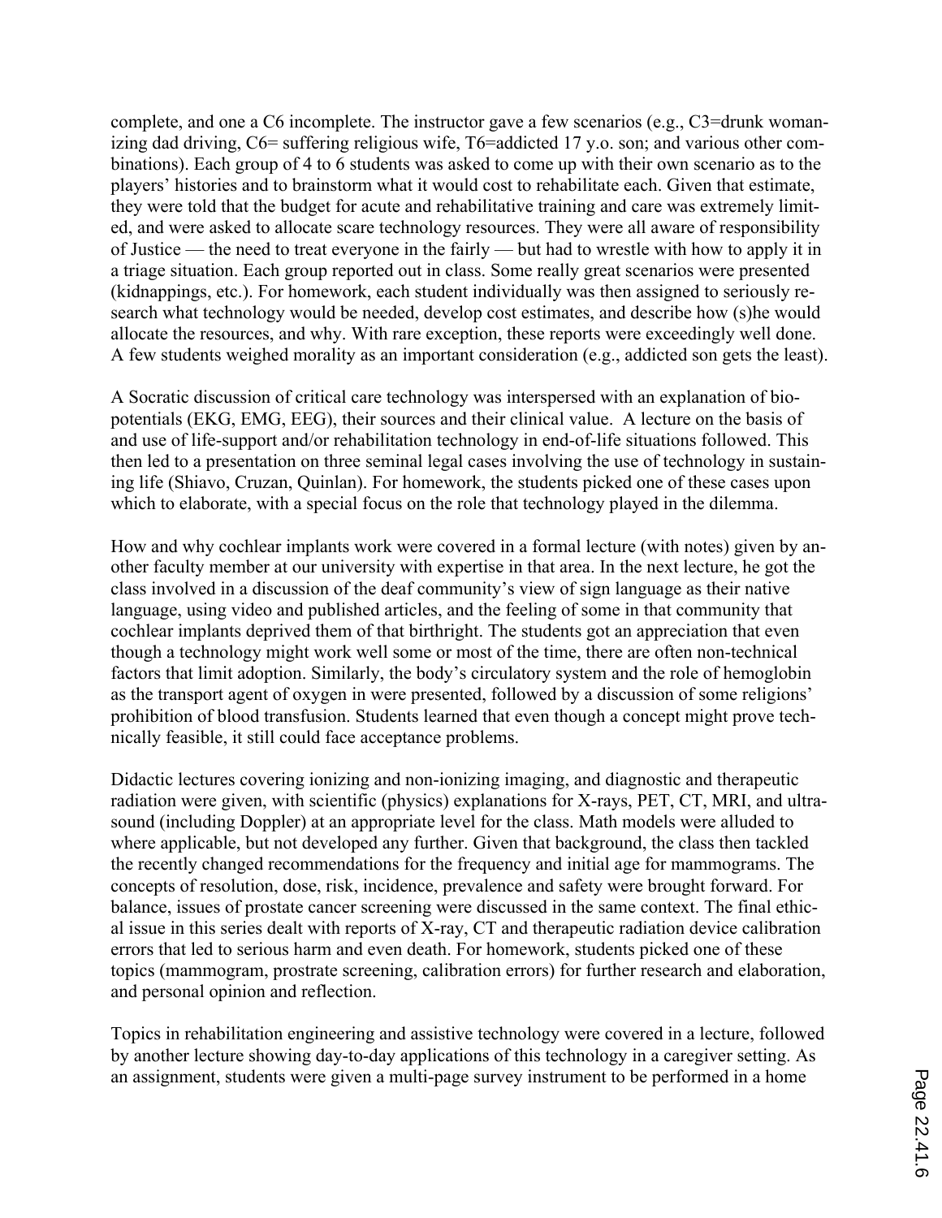complete, and one a C6 incomplete. The instructor gave a few scenarios (e.g., C3=drunk womanizing dad driving, C6= suffering religious wife, T6=addicted 17 y.o. son; and various other combinations). Each group of 4 to 6 students was asked to come up with their own scenario as to the players' histories and to brainstorm what it would cost to rehabilitate each. Given that estimate, they were told that the budget for acute and rehabilitative training and care was extremely limited, and were asked to allocate scare technology resources. They were all aware of responsibility of Justice — the need to treat everyone in the fairly — but had to wrestle with how to apply it in a triage situation. Each group reported out in class. Some really great scenarios were presented (kidnappings, etc.). For homework, each student individually was then assigned to seriously research what technology would be needed, develop cost estimates, and describe how (s)he would allocate the resources, and why. With rare exception, these reports were exceedingly well done. A few students weighed morality as an important consideration (e.g., addicted son gets the least).

A Socratic discussion of critical care technology was interspersed with an explanation of biopotentials (EKG, EMG, EEG), their sources and their clinical value. A lecture on the basis of and use of life-support and/or rehabilitation technology in end-of-life situations followed. This then led to a presentation on three seminal legal cases involving the use of technology in sustaining life (Shiavo, Cruzan, Quinlan). For homework, the students picked one of these cases upon which to elaborate, with a special focus on the role that technology played in the dilemma.

How and why cochlear implants work were covered in a formal lecture (with notes) given by another faculty member at our university with expertise in that area. In the next lecture, he got the class involved in a discussion of the deaf community's view of sign language as their native language, using video and published articles, and the feeling of some in that community that cochlear implants deprived them of that birthright. The students got an appreciation that even though a technology might work well some or most of the time, there are often non-technical factors that limit adoption. Similarly, the body's circulatory system and the role of hemoglobin as the transport agent of oxygen in were presented, followed by a discussion of some religions' prohibition of blood transfusion. Students learned that even though a concept might prove technically feasible, it still could face acceptance problems.

Didactic lectures covering ionizing and non-ionizing imaging, and diagnostic and therapeutic radiation were given, with scientific (physics) explanations for X-rays, PET, CT, MRI, and ultrasound (including Doppler) at an appropriate level for the class. Math models were alluded to where applicable, but not developed any further. Given that background, the class then tackled the recently changed recommendations for the frequency and initial age for mammograms. The concepts of resolution, dose, risk, incidence, prevalence and safety were brought forward. For balance, issues of prostate cancer screening were discussed in the same context. The final ethical issue in this series dealt with reports of X-ray, CT and therapeutic radiation device calibration errors that led to serious harm and even death. For homework, students picked one of these topics (mammogram, prostrate screening, calibration errors) for further research and elaboration, and personal opinion and reflection.

Topics in rehabilitation engineering and assistive technology were covered in a lecture, followed by another lecture showing day-to-day applications of this technology in a caregiver setting. As an assignment, students were given a multi-page survey instrument to be performed in a home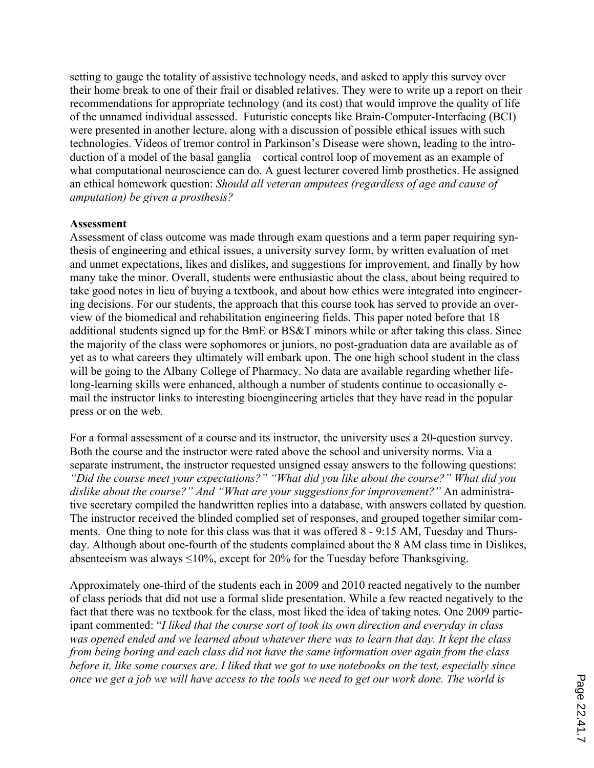setting to gauge the totality of assistive technology needs, and asked to apply this survey over their home break to one of their frail or disabled relatives. They were to write up a report on their recommendations for appropriate technology (and its cost) that would improve the quality of life of the unnamed individual assessed. Futuristic concepts like Brain-Computer-Interfacing (BCI) were presented in another lecture, along with a discussion of possible ethical issues with such technologies. Videos of tremor control in Parkinson's Disease were shown, leading to the introduction of a model of the basal ganglia – cortical control loop of movement as an example of what computational neuroscience can do. A guest lecturer covered limb prosthetics. He assigned an ethical homework question: *Should all veteran amputees (regardless of age and cause of amputation) be given a prosthesis?*

**Assessment**

Assessment of class outcome was made through exam questions and a term paper requiring synthesis of engineering and ethical issues, a university survey form, by written evaluation of met and unmet expectations, likes and dislikes, and suggestions for improvement, and finally by how many take the minor. Overall, students were enthusiastic about the class, about being required to take good notes in lieu of buying a textbook, and about how ethics were integrated into engineering decisions. For our students, the approach that this course took has served to provide an overview of the biomedical and rehabilitation engineering fields. This paper noted before that 18 additional students signed up for the BmE or BS&T minors while or after taking this class. Since the majority of the class were sophomores or juniors, no post-graduation data are available as of yet as to what careers they ultimately will embark upon. The one high school student in the class will be going to the Albany College of Pharmacy. No data are available regarding whether life-long-learning skills were enhanced, although a number of students continue to occasionally e-mail the instructor links to interesting bioengineering articles that they have read in the popular press or on the web.

For a formal assessment of a course and its instructor, the university uses a 20-question survey. Both the course and the instructor were rated above the school and university norms. Via a separate instrument, the instructor requested unsigned essay answers to the following questions: *"Did the course meet your expectations?" "What did you like about the course?" What did you dislike about the course?" And "What are your suggestions for improvement?"* An administrative secretary compiled the handwritten replies into a database, with answers collated by question. The instructor received the blinded complied set of responses, and grouped together similar comments. One thing to note for this class was that it was offered 8 - 9:15 AM, Tuesday and Thursday. Although about one-fourth of the students complained about the 8 AM class time in Dislikes, absenteeism was always $\leq$10%, except for 20% for the Tuesday before Thanksgiving.

Approximately one-third of the students each in 2009 and 2010 reacted negatively to the number of class periods that did not use a formal slide presentation. While a few reacted negatively to the fact that there was no textbook for the class, most liked the idea of taking notes. One 2009 participant commented: "*I liked that the course sort of took its own direction and everyday in class was opened ended and we learned about whatever there was to learn that day. It kept the class from being boring and each class did not have the same information over again from the class before it, like some courses are. I liked that we got to use notebooks on the test, especially since once we get a job we will have access to the tools we need to get our work done. The world is*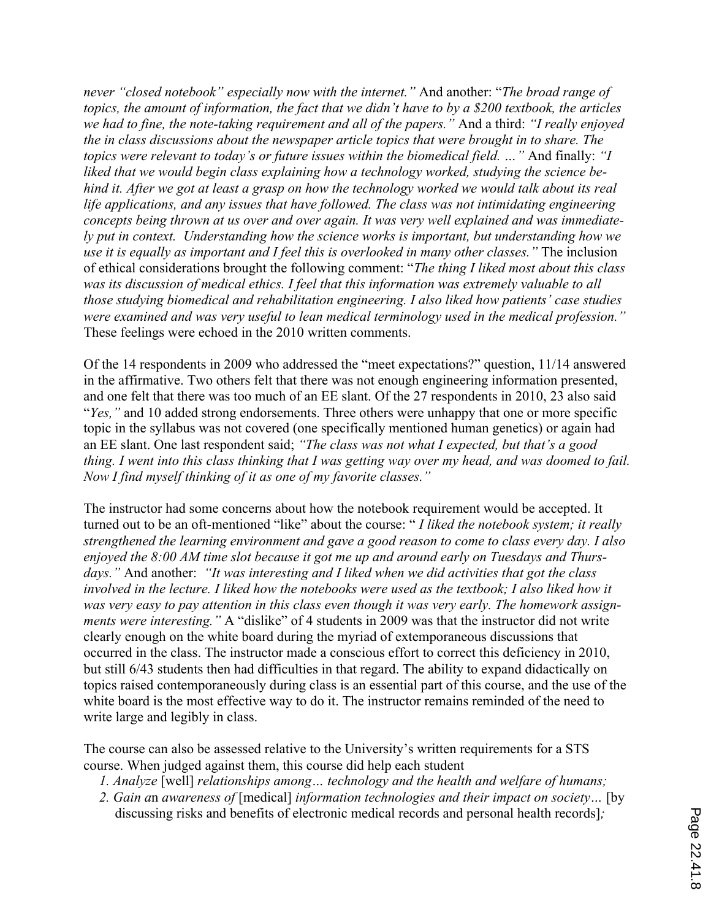*never "closed notebook" especially now with the internet."* And another: "*The broad range of topics, the amount of information, the fact that we didn't have to by a $200 textbook, the articles we had to fine, the note-taking requirement and all of the papers."* And a third: *"I really enjoyed the in class discussions about the newspaper article topics that were brought in to share. The topics were relevant to today's or future issues within the biomedical field. …"* And finally: *"I liked that we would begin class explaining how a technology worked, studying the science behind it. After we got at least a grasp on how the technology worked we would talk about its real life applications, and any issues that have followed. The class was not intimidating engineering concepts being thrown at us over and over again. It was very well explained and was immediately put in context. Understanding how the science works is important, but understanding how we use it is equally as important and I feel this is overlooked in many other classes."* The inclusion of ethical considerations brought the following comment: "*The thing I liked most about this class was its discussion of medical ethics. I feel that this information was extremely valuable to all those studying biomedical and rehabilitation engineering. I also liked how patients' case studies were examined and was very useful to lean medical terminology used in the medical profession."* These feelings were echoed in the 2010 written comments.

Of the 14 respondents in 2009 who addressed the "meet expectations?" question, 11/14 answered in the affirmative. Two others felt that there was not enough engineering information presented, and one felt that there was too much of an EE slant. Of the 27 respondents in 2010, 23 also said "*Yes,"* and 10 added strong endorsements. Three others were unhappy that one or more specific topic in the syllabus was not covered (one specifically mentioned human genetics) or again had an EE slant. One last respondent said; *"The class was not what I expected, but that's a good thing. I went into this class thinking that I was getting way over my head, and was doomed to fail. Now I find myself thinking of it as one of my favorite classes."*

The instructor had some concerns about how the notebook requirement would be accepted. It turned out to be an oft-mentioned "like" about the course: " *I liked the notebook system; it really strengthened the learning environment and gave a good reason to come to class every day. I also enjoyed the 8:00 AM time slot because it got me up and around early on Tuesdays and Thursdays."* And another: *"It was interesting and I liked when we did activities that got the class involved in the lecture. I liked how the notebooks were used as the textbook; I also liked how it was very easy to pay attention in this class even though it was very early. The homework assignments were interesting."* A "dislike" of 4 students in 2009 was that the instructor did not write clearly enough on the white board during the myriad of extemporaneous discussions that occurred in the class. The instructor made a conscious effort to correct this deficiency in 2010, but still 6/43 students then had difficulties in that regard. The ability to expand didactically on topics raised contemporaneously during class is an essential part of this course, and the use of the white board is the most effective way to do it. The instructor remains reminded of the need to write large and legibly in class.

The course can also be assessed relative to the University's written requirements for a STS course. When judged against them, this course did help each student

1. *Analyze* [well] *relationships among… technology and the health and welfare of humans;*
2. *Gain a*n *awareness of* [medical] *information technologies and their impact on society…* [by discussing risks and benefits of electronic medical records and personal health records]*;*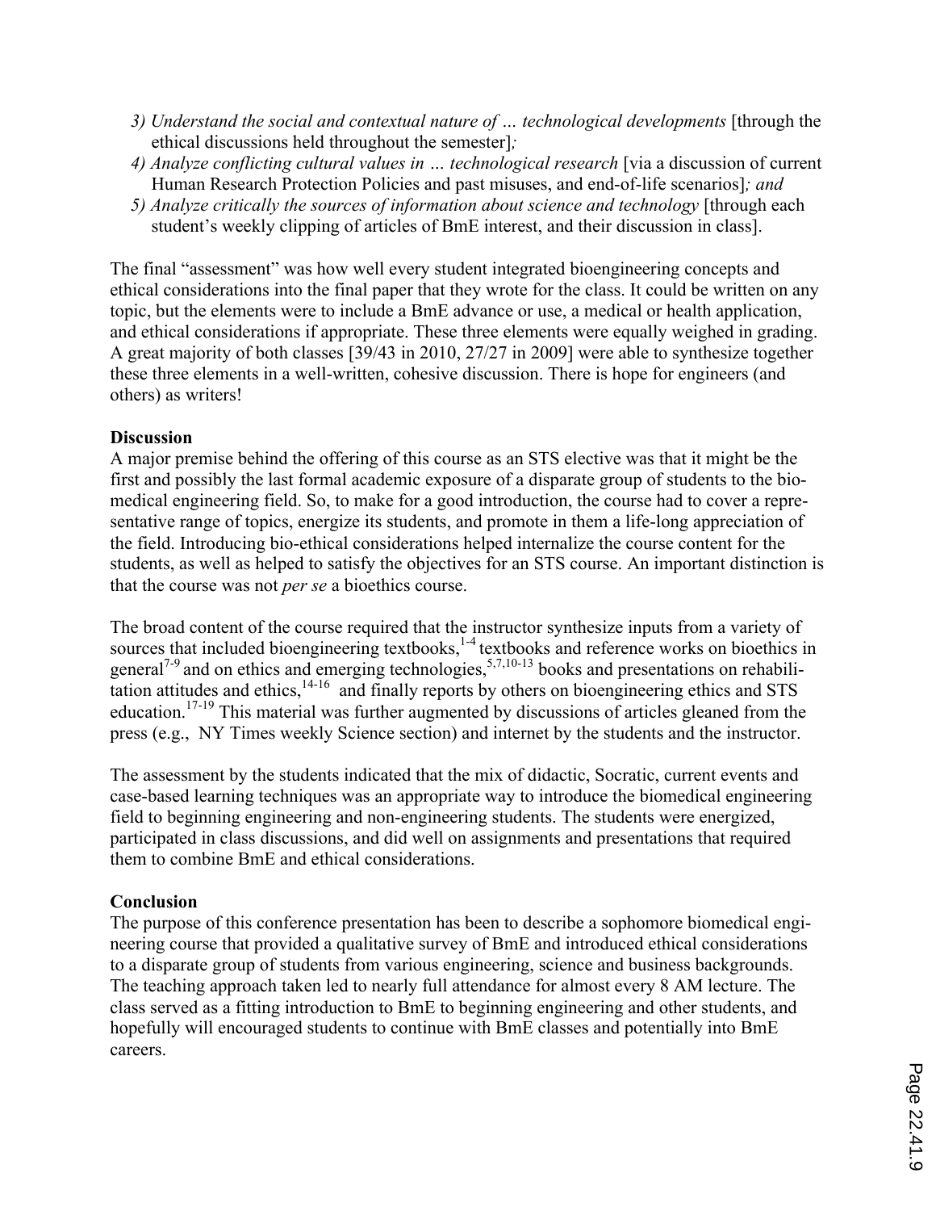3) *Understand the social and contextual nature of … technological developments* [through the ethical discussions held throughout the semester]*;*
4) *Analyze conflicting cultural values in … technological research* [via a discussion of current Human Research Protection Policies and past misuses, and end-of-life scenarios]*; and*
5) *Analyze critically the sources of information about science and technology* [through each student's weekly clipping of articles of BmE interest, and their discussion in class].

The final "assessment" was how well every student integrated bioengineering concepts and ethical considerations into the final paper that they wrote for the class. It could be written on any topic, but the elements were to include a BmE advance or use, a medical or health application, and ethical considerations if appropriate. These three elements were equally weighed in grading. A great majority of both classes [39/43 in 2010, 27/27 in 2009] were able to synthesize together these three elements in a well-written, cohesive discussion. There is hope for engineers (and others) as writers!

**Discussion**

A major premise behind the offering of this course as an STS elective was that it might be the first and possibly the last formal academic exposure of a disparate group of students to the bio-medical engineering field. So, to make for a good introduction, the course had to cover a repre-sentative range of topics, energize its students, and promote in them a life-long appreciation of the field. Introducing bio-ethical considerations helped internalize the course content for the students, as well as helped to satisfy the objectives for an STS course. An important distinction is that the course was not *per se* a bioethics course.

The broad content of the course required that the instructor synthesize inputs from a variety of sources that included bioengineering textbooks,[1-4] textbooks and reference works on bioethics in general[7-9] and on ethics and emerging technologies,[5,7,10-13] books and presentations on rehabili-tation attitudes and ethics,[14-16] and finally reports by others on bioengineering ethics and STS education.[17-19] This material was further augmented by discussions of articles gleaned from the press (e.g., NY Times weekly Science section) and internet by the students and the instructor.

The assessment by the students indicated that the mix of didactic, Socratic, current events and case-based learning techniques was an appropriate way to introduce the biomedical engineering field to beginning engineering and non-engineering students. The students were energized, participated in class discussions, and did well on assignments and presentations that required them to combine BmE and ethical considerations.

**Conclusion**

The purpose of this conference presentation has been to describe a sophomore biomedical engi-neering course that provided a qualitative survey of BmE and introduced ethical considerations to a disparate group of students from various engineering, science and business backgrounds. The teaching approach taken led to nearly full attendance for almost every 8 AM lecture. The class served as a fitting introduction to BmE to beginning engineering and other students, and hopefully will encouraged students to continue with BmE classes and potentially into BmE careers.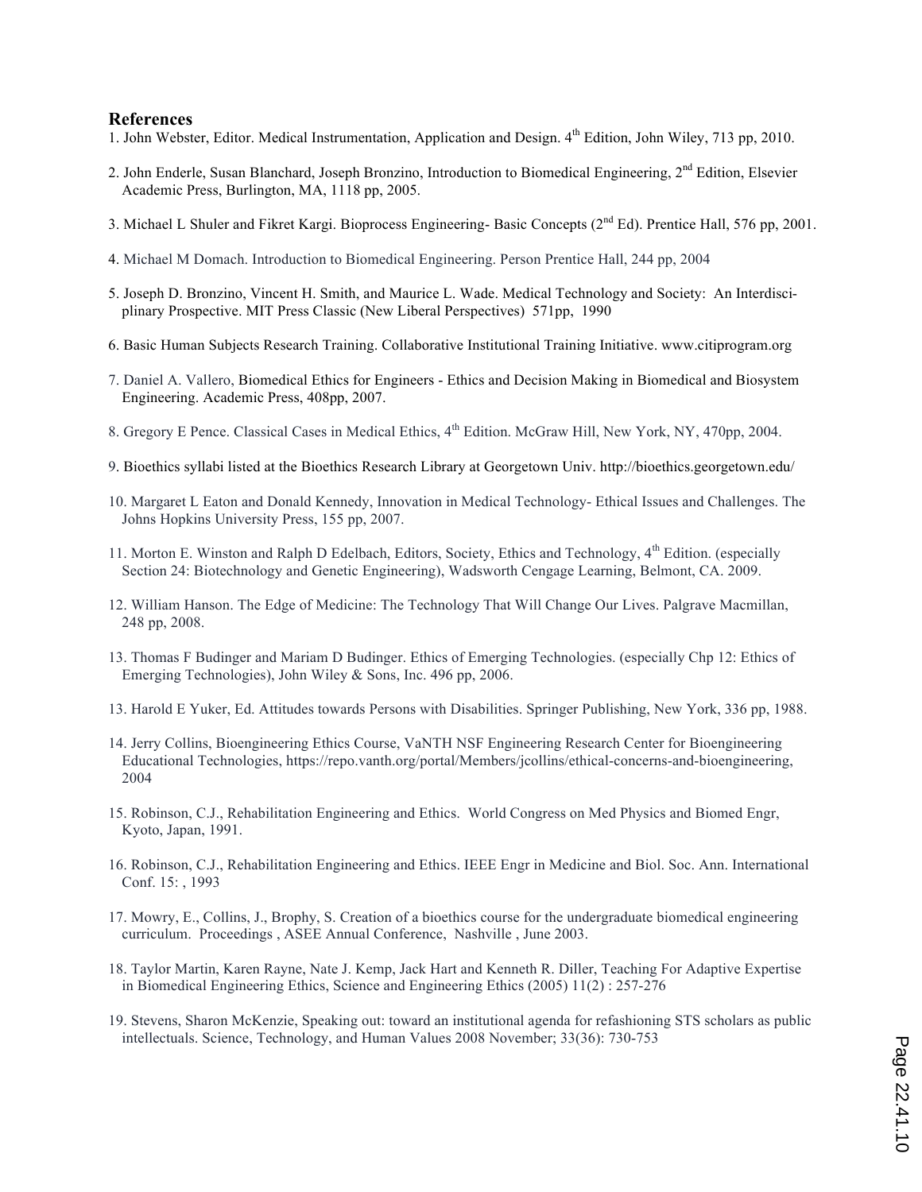## References

1. John Webster, Editor. Medical Instrumentation, Application and Design. 4th Edition, John Wiley, 713 pp, 2010.

2. John Enderle, Susan Blanchard, Joseph Bronzino, Introduction to Biomedical Engineering, 2nd Edition, Elsevier Academic Press, Burlington, MA, 1118 pp, 2005.

3. Michael L Shuler and Fikret Kargi. Bioprocess Engineering- Basic Concepts (2nd Ed). Prentice Hall, 576 pp, 2001.

4. Michael M Domach. Introduction to Biomedical Engineering. Person Prentice Hall, 244 pp, 2004

5. Joseph D. Bronzino, Vincent H. Smith, and Maurice L. Wade. Medical Technology and Society: An Interdisciplinary Prospective. MIT Press Classic (New Liberal Perspectives) 571pp, 1990

6. Basic Human Subjects Research Training. Collaborative Institutional Training Initiative. www.citiprogram.org

7. Daniel A. Vallero, Biomedical Ethics for Engineers - Ethics and Decision Making in Biomedical and Biosystem Engineering. Academic Press, 408pp, 2007.

8. Gregory E Pence. Classical Cases in Medical Ethics, 4th Edition. McGraw Hill, New York, NY, 470pp, 2004.

9. Bioethics syllabi listed at the Bioethics Research Library at Georgetown Univ. http://bioethics.georgetown.edu/

10. Margaret L Eaton and Donald Kennedy, Innovation in Medical Technology- Ethical Issues and Challenges. The Johns Hopkins University Press, 155 pp, 2007.

11. Morton E. Winston and Ralph D Edelbach, Editors, Society, Ethics and Technology, 4th Edition. (especially Section 24: Biotechnology and Genetic Engineering), Wadsworth Cengage Learning, Belmont, CA. 2009.

12. William Hanson. The Edge of Medicine: The Technology That Will Change Our Lives. Palgrave Macmillan, 248 pp, 2008.

13. Thomas F Budinger and Mariam D Budinger. Ethics of Emerging Technologies. (especially Chp 12: Ethics of Emerging Technologies), John Wiley & Sons, Inc. 496 pp, 2006.

13. Harold E Yuker, Ed. Attitudes towards Persons with Disabilities. Springer Publishing, New York, 336 pp, 1988.

14. Jerry Collins, Bioengineering Ethics Course, VaNTH NSF Engineering Research Center for Bioengineering Educational Technologies, https://repo.vanth.org/portal/Members/jcollins/ethical-concerns-and-bioengineering, 2004

15. Robinson, C.J., Rehabilitation Engineering and Ethics. World Congress on Med Physics and Biomed Engr, Kyoto, Japan, 1991.

16. Robinson, C.J., Rehabilitation Engineering and Ethics. IEEE Engr in Medicine and Biol. Soc. Ann. International Conf. 15: , 1993

17. Mowry, E., Collins, J., Brophy, S. Creation of a bioethics course for the undergraduate biomedical engineering curriculum. Proceedings , ASEE Annual Conference, Nashville , June 2003.

18. Taylor Martin, Karen Rayne, Nate J. Kemp, Jack Hart and Kenneth R. Diller, Teaching For Adaptive Expertise in Biomedical Engineering Ethics, Science and Engineering Ethics (2005) 11(2) : 257-276

19. Stevens, Sharon McKenzie, Speaking out: toward an institutional agenda for refashioning STS scholars as public intellectuals. Science, Technology, and Human Values 2008 November; 33(36): 730-753